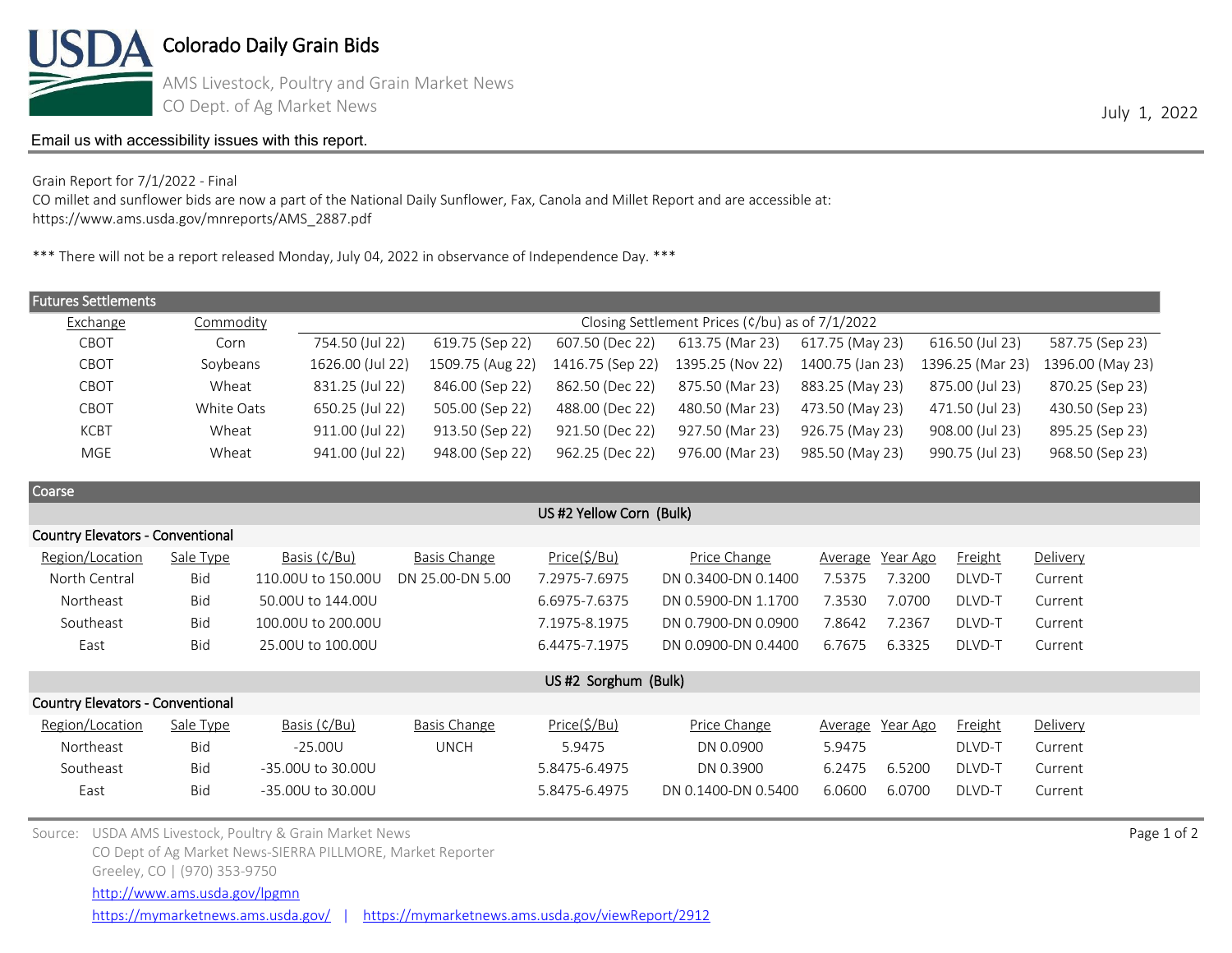# Colorado Daily Grain Bids

AMS Livestock, Poultry and Grain Market News
CO Dept. of Ag Market News

July 1, 2022

Email us with accessibility issues with this report.

Grain Report for 7/1/2022 - Final
CO millet and sunflower bids are now a part of the National Daily Sunflower, Fax, Canola and Millet Report and are accessible at:
https://www.ams.usda.gov/mnreports/AMS_2887.pdf

*** There will not be a report released Monday, July 04, 2022 in observance of Independence Day. ***

## Futures Settlements

| Exchange | Commodity | Closing Settlement Prices (¢/bu) as of 7/1/2022 | | | | | | |
|---|---|---|---|---|---|---|---|---|
| CBOT | Corn | 754.50 (Jul 22) | 619.75 (Sep 22) | 607.50 (Dec 22) | 613.75 (Mar 23) | 617.75 (May 23) | 616.50 (Jul 23) | 587.75 (Sep 23) |
| CBOT | Soybeans | 1626.00 (Jul 22) | 1509.75 (Aug 22) | 1416.75 (Sep 22) | 1395.25 (Nov 22) | 1400.75 (Jan 23) | 1396.25 (Mar 23) | 1396.00 (May 23) |
| CBOT | Wheat | 831.25 (Jul 22) | 846.00 (Sep 22) | 862.50 (Dec 22) | 875.50 (Mar 23) | 883.25 (May 23) | 875.00 (Jul 23) | 870.25 (Sep 23) |
| CBOT | White Oats | 650.25 (Jul 22) | 505.00 (Sep 22) | 488.00 (Dec 22) | 480.50 (Mar 23) | 473.50 (May 23) | 471.50 (Jul 23) | 430.50 (Sep 23) |
| KCBT | Wheat | 911.00 (Jul 22) | 913.50 (Sep 22) | 921.50 (Dec 22) | 927.50 (Mar 23) | 926.75 (May 23) | 908.00 (Jul 23) | 895.25 (Sep 23) |
| MGE | Wheat | 941.00 (Jul 22) | 948.00 (Sep 22) | 962.25 (Dec 22) | 976.00 (Mar 23) | 985.50 (May 23) | 990.75 (Jul 23) | 968.50 (Sep 23) |

## Coarse

### US #2 Yellow Corn (Bulk)

**Country Elevators - Conventional**

| Region/Location | Sale Type | Basis (¢/Bu) | Basis Change | Price($/Bu) | Price Change | Average | Year Ago | Freight | Delivery |
|---|---|---|---|---|---|---|---|---|---|
| North Central | Bid | 110.00U to 150.00U | DN 25.00-DN 5.00 | 7.2975-7.6975 | DN 0.3400-DN 0.1400 | 7.5375 | 7.3200 | DLVD-T | Current |
| Northeast | Bid | 50.00U to 144.00U | | 6.6975-7.6375 | DN 0.5900-DN 1.1700 | 7.3530 | 7.0700 | DLVD-T | Current |
| Southeast | Bid | 100.00U to 200.00U | | 7.1975-8.1975 | DN 0.7900-DN 0.0900 | 7.8642 | 7.2367 | DLVD-T | Current |
| East | Bid | 25.00U to 100.00U | | 6.4475-7.1975 | DN 0.0900-DN 0.4400 | 6.7675 | 6.3325 | DLVD-T | Current |

### US #2 Sorghum (Bulk)

**Country Elevators - Conventional**

| Region/Location | Sale Type | Basis (¢/Bu) | Basis Change | Price($/Bu) | Price Change | Average | Year Ago | Freight | Delivery |
|---|---|---|---|---|---|---|---|---|---|
| Northeast | Bid | -25.00U | UNCH | 5.9475 | DN 0.0900 | 5.9475 | | DLVD-T | Current |
| Southeast | Bid | -35.00U to 30.00U | | 5.8475-6.4975 | DN 0.3900 | 6.2475 | 6.5200 | DLVD-T | Current |
| East | Bid | -35.00U to 30.00U | | 5.8475-6.4975 | DN 0.1400-DN 0.5400 | 6.0600 | 6.0700 | DLVD-T | Current |

Source: USDA AMS Livestock, Poultry & Grain Market News
CO Dept of Ag Market News-SIERRA PILLMORE, Market Reporter
Greeley, CO | (970) 353-9750
http://www.ams.usda.gov/lpgmn
https://mymarketnews.ams.usda.gov/ | https://mymarketnews.ams.usda.gov/viewReport/2912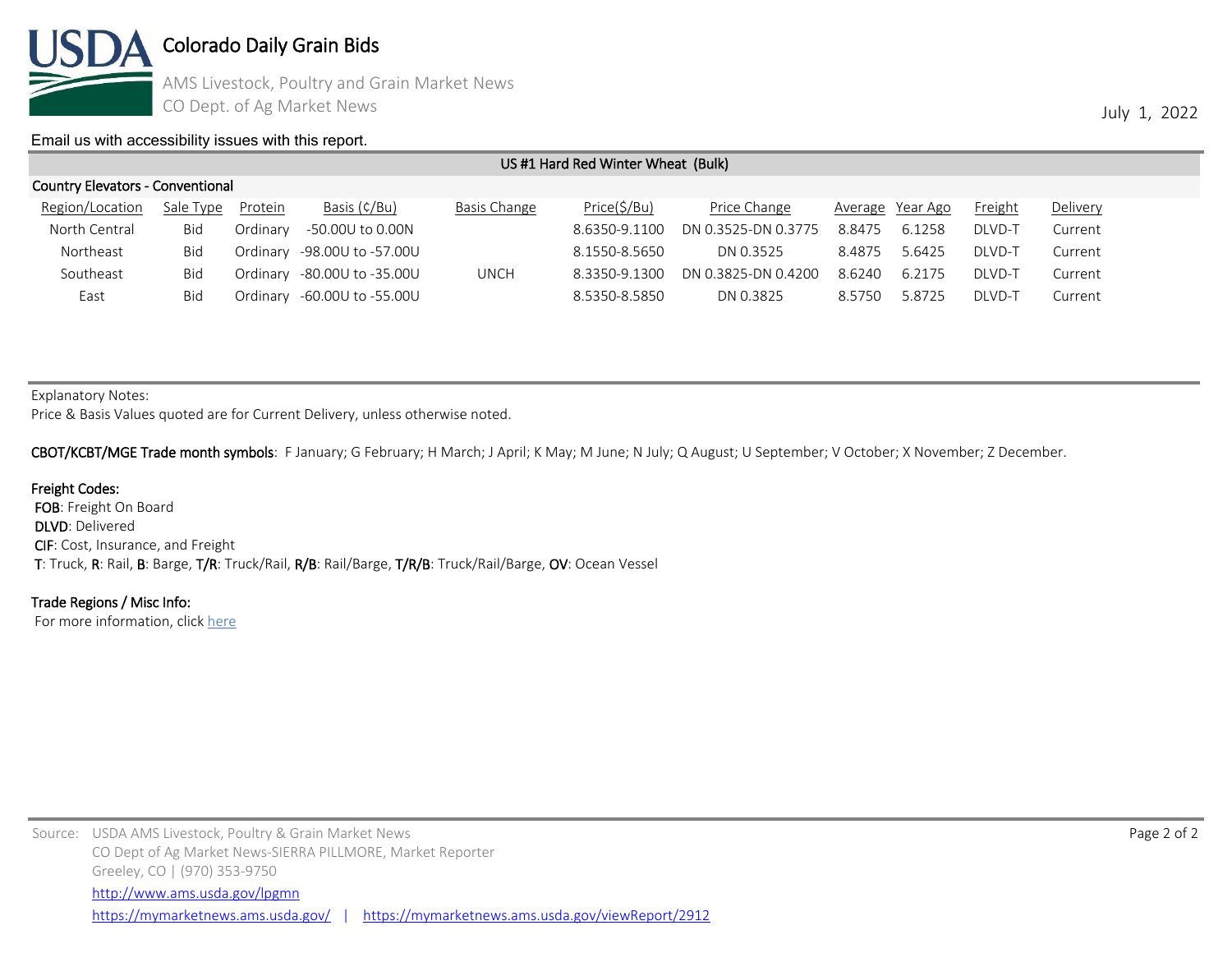# Colorado Daily Grain Bids

AMS Livestock, Poultry and Grain Market News
CO Dept. of Ag Market News

July 1, 2022

Email us with accessibility issues with this report.

## US #1 Hard Red Winter Wheat (Bulk)

### Country Elevators - Conventional

| Region/Location | Sale Type | Protein | Basis (¢/Bu) | Basis Change | Price($/Bu) | Price Change | Average | Year Ago | Freight | Delivery |
|---|---|---|---|---|---|---|---|---|---|---|
| North Central | Bid | Ordinary | -50.00U to 0.00N | | 8.6350-9.1100 | DN 0.3525-DN 0.3775 | 8.8475 | 6.1258 | DLVD-T | Current |
| Northeast | Bid | Ordinary | -98.00U to -57.00U | | 8.1550-8.5650 | DN 0.3525 | 8.4875 | 5.6425 | DLVD-T | Current |
| Southeast | Bid | Ordinary | -80.00U to -35.00U | UNCH | 8.3350-9.1300 | DN 0.3825-DN 0.4200 | 8.6240 | 6.2175 | DLVD-T | Current |
| East | Bid | Ordinary | -60.00U to -55.00U | | 8.5350-8.5850 | DN 0.3825 | 8.5750 | 5.8725 | DLVD-T | Current |

Explanatory Notes:
Price & Basis Values quoted are for Current Delivery, unless otherwise noted.

**CBOT/KCBT/MGE Trade month symbols**: F January; G February; H March; J April; K May; M June; N July; Q August; U September; V October; X November; Z December.

**Freight Codes:**
**FOB**: Freight On Board
**DLVD**: Delivered
**CIF**: Cost, Insurance, and Freight
**T**: Truck, **R**: Rail, **B**: Barge, **T/R**: Truck/Rail, **R/B**: Rail/Barge, **T/R/B**: Truck/Rail/Barge, **OV**: Ocean Vessel

**Trade Regions / Misc Info:**
For more information, click here

Source: USDA AMS Livestock, Poultry & Grain Market News
CO Dept of Ag Market News-SIERRA PILLMORE, Market Reporter
Greeley, CO | (970) 353-9750
http://www.ams.usda.gov/lpgmn
https://mymarketnews.ams.usda.gov/ | https://mymarketnews.ams.usda.gov/viewReport/2912